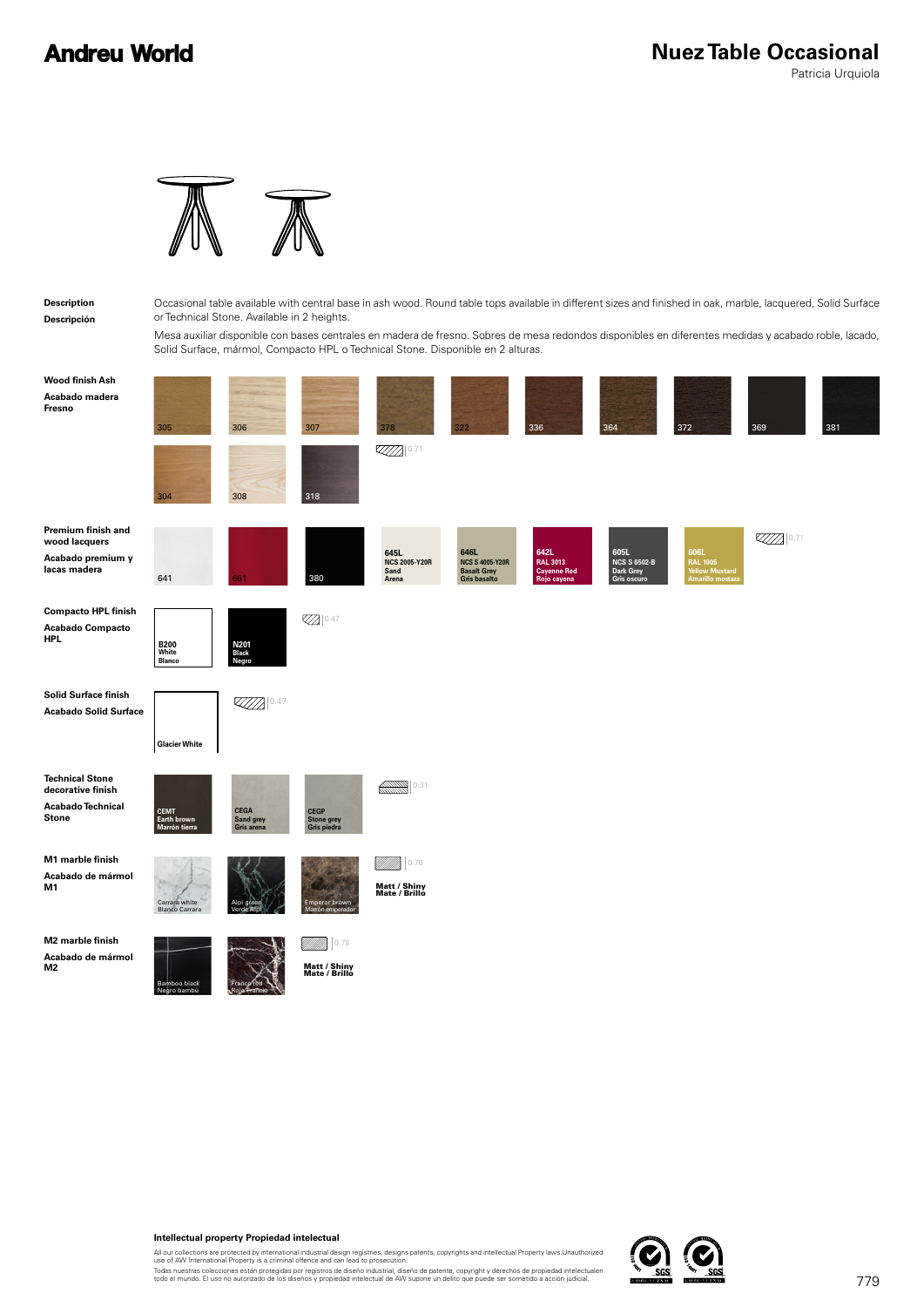# Andreu World

# Nuez Table Occasional

Patricia Urquiola

**Description**
**Descripción**

Occasional table available with central base in ash wood. Round table tops available in different sizes and finished in oak, marble, lacquered, Solid Surface or Technical Stone. Available in 2 heights.

Mesa auxiliar disponible con bases centrales en madera de fresno. Sobres de mesa redondos disponibles en diferentes medidas y acabado roble, lacado, Solid Surface, mármol, Compacto HPL o Technical Stone. Disponible en 2 alturas.

**Wood finish Ash**
**Acabado madera Fresno**

305, 306, 307, 378, 322, 336, 364, 372, 369, 381

304, 308, 318

0.71

**Premium finish and wood lacquers**
**Acabado premium y lacas madera**

641, 661, 380

645L NCS 2005-Y20R Sand Arena

646L NCS S 4005-Y20R Basalt Grey Gris basalto

642L RAL 3013 Cayenne Red Rojo cayena

605L NCS S 6502-B Dark Grey Gris oscuro

606L RAL 1005 Yellow Mustard Amarillo mostaza

0.71

**Compacto HPL finish**
**Acabado Compacto HPL**

B200 White Blanco

N201 Black Negro

0.47

**Solid Surface finish**
**Acabado Solid Surface**

Glacier White

0.47

**Technical Stone decorative finish**
**Acabado Technical Stone**

CEMT Earth brown Marrón tierra

CEGA Sand grey Gris arena

CEGP Stone grey Gris piedra

0.31

**M1 marble finish**
**Acabado de mármol M1**

Carrara white Blanco Carrara

Alpi green Verde Alpi

Emperor brown Marrón emperador

0.78

Matt / Shiny
Mate / Brillo

**M2 marble finish**
**Acabado de mármol M2**

Bamboo black Negro bambú

Franco red Rojo Franco

0.78

Matt / Shiny
Mate / Brillo

**Intellectual property Propiedad intelectual**

All our collections are protected by international industrial design registries, designs patents, copyrights and intellectual Property laws.Unauthorized use of AW International Property is a criminal offence and can lead to prosecution.

Todas nuestras colecciones están protegidas por registros de diseño industrial, diseño de patente, copyright y derechos de propiedad intelectualen todo el mundo. El uso no autorizado de los diseños y propiedad intelectual de AW supone un delito que puede ser sometido a acción judicial.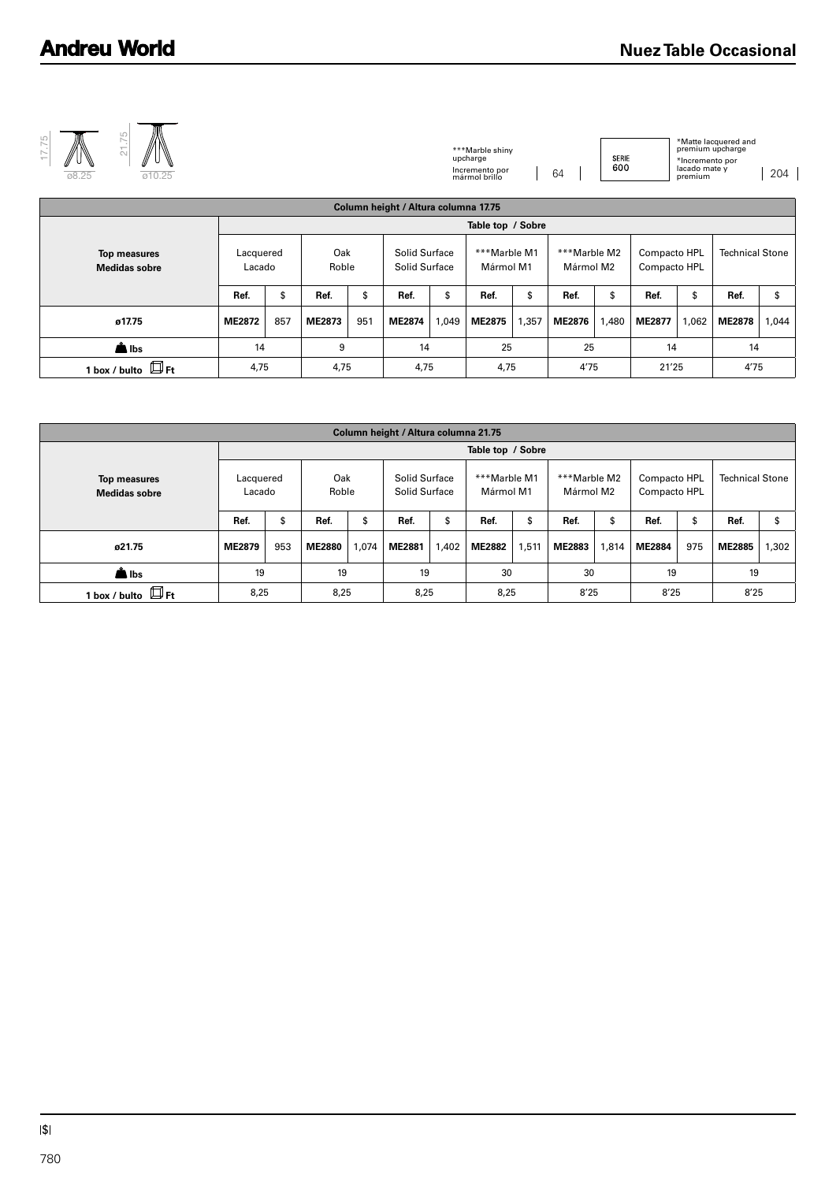# Nuez Table Occasional

17.75 ø8.25 21.75 ø10.25

***Marble shiny upcharge
Incremento por mármol brillo | 64

SERIE 600

*Matte lacquered and premium upcharge
*Incremento por lacado mate y premium | 204

| Column height / Altura columna 17.75 | | | | | | | | | | | | | | |
|---|---|---|---|---|---|---|---|---|---|---|---|---|---|---|
| Top measures Medidas sobre | Table top / Sobre | | | | | | | | | | | | | |
| | Lacquered Lacado | | Oak Roble | | Solid Surface Solid Surface | | ***Marble M1 Mármol M1 | | ***Marble M2 Mármol M2 | | Compacto HPL Compacto HPL | | Technical Stone | |
| | Ref. | $ | Ref. | $ | Ref. | $ | Ref. | $ | Ref. | $ | Ref. | $ | Ref. | $ |
| ø17.75 | ME2872 | 857 | ME2873 | 951 | ME2874 | 1,049 | ME2875 | 1,357 | ME2876 | 1,480 | ME2877 | 1,062 | ME2878 | 1,044 |
| lbs | 14 | | 9 | | 14 | | 25 | | 25 | | 14 | | 14 | |
| 1 box / bulto Ft | 4,75 | | 4,75 | | 4,75 | | 4,75 | | 4'75 | | 21'25 | | 4'75 | |

| Column height / Altura columna 21.75 | | | | | | | | | | | | | | |
|---|---|---|---|---|---|---|---|---|---|---|---|---|---|---|
| Top measures Medidas sobre | Table top / Sobre | | | | | | | | | | | | | |
| | Lacquered Lacado | | Oak Roble | | Solid Surface Solid Surface | | ***Marble M1 Mármol M1 | | ***Marble M2 Mármol M2 | | Compacto HPL Compacto HPL | | Technical Stone | |
| | Ref. | $ | Ref. | $ | Ref. | $ | Ref. | $ | Ref. | $ | Ref. | $ | Ref. | $ |
| ø21.75 | ME2879 | 953 | ME2880 | 1,074 | ME2881 | 1,402 | ME2882 | 1,511 | ME2883 | 1,814 | ME2884 | 975 | ME2885 | 1,302 |
| lbs | 19 | | 19 | | 19 | | 30 | | 30 | | 19 | | 19 | |
| 1 box / bulto Ft | 8,25 | | 8,25 | | 8,25 | | 8,25 | | 8'25 | | 8'25 | | 8'25 | |

|$|